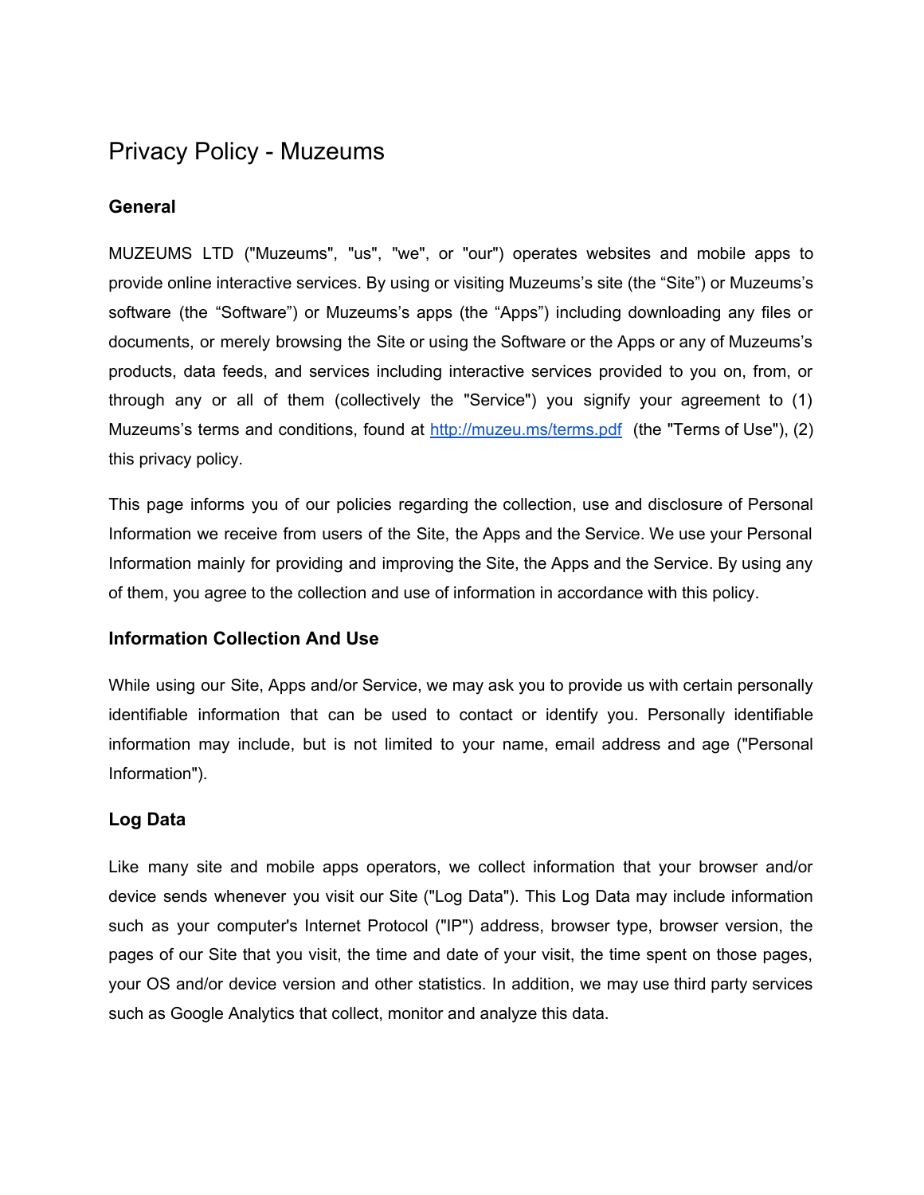# Privacy Policy - Muzeums

## General

MUZEUMS LTD ("Muzeums", "us", "we", or "our") operates websites and mobile apps to provide online interactive services. By using or visiting Muzeums's site (the "Site") or Muzeums's software (the "Software") or Muzeums's apps (the "Apps") including downloading any files or documents, or merely browsing the Site or using the Software or the Apps or any of Muzeums's products, data feeds, and services including interactive services provided to you on, from, or through any or all of them (collectively the "Service") you signify your agreement to (1) Muzeums's terms and conditions, found at [http://muzeu.ms/terms.pdf](http://muzeu.ms/terms.pdf) (the "Terms of Use"), (2) this privacy policy.

This page informs you of our policies regarding the collection, use and disclosure of Personal Information we receive from users of the Site, the Apps and the Service. We use your Personal Information mainly for providing and improving the Site, the Apps and the Service. By using any of them, you agree to the collection and use of information in accordance with this policy.

## Information Collection And Use

While using our Site, Apps and/or Service, we may ask you to provide us with certain personally identifiable information that can be used to contact or identify you. Personally identifiable information may include, but is not limited to your name, email address and age ("Personal Information").

## Log Data

Like many site and mobile apps operators, we collect information that your browser and/or device sends whenever you visit our Site ("Log Data"). This Log Data may include information such as your computer's Internet Protocol ("IP") address, browser type, browser version, the pages of our Site that you visit, the time and date of your visit, the time spent on those pages, your OS and/or device version and other statistics. In addition, we may use third party services such as Google Analytics that collect, monitor and analyze this data.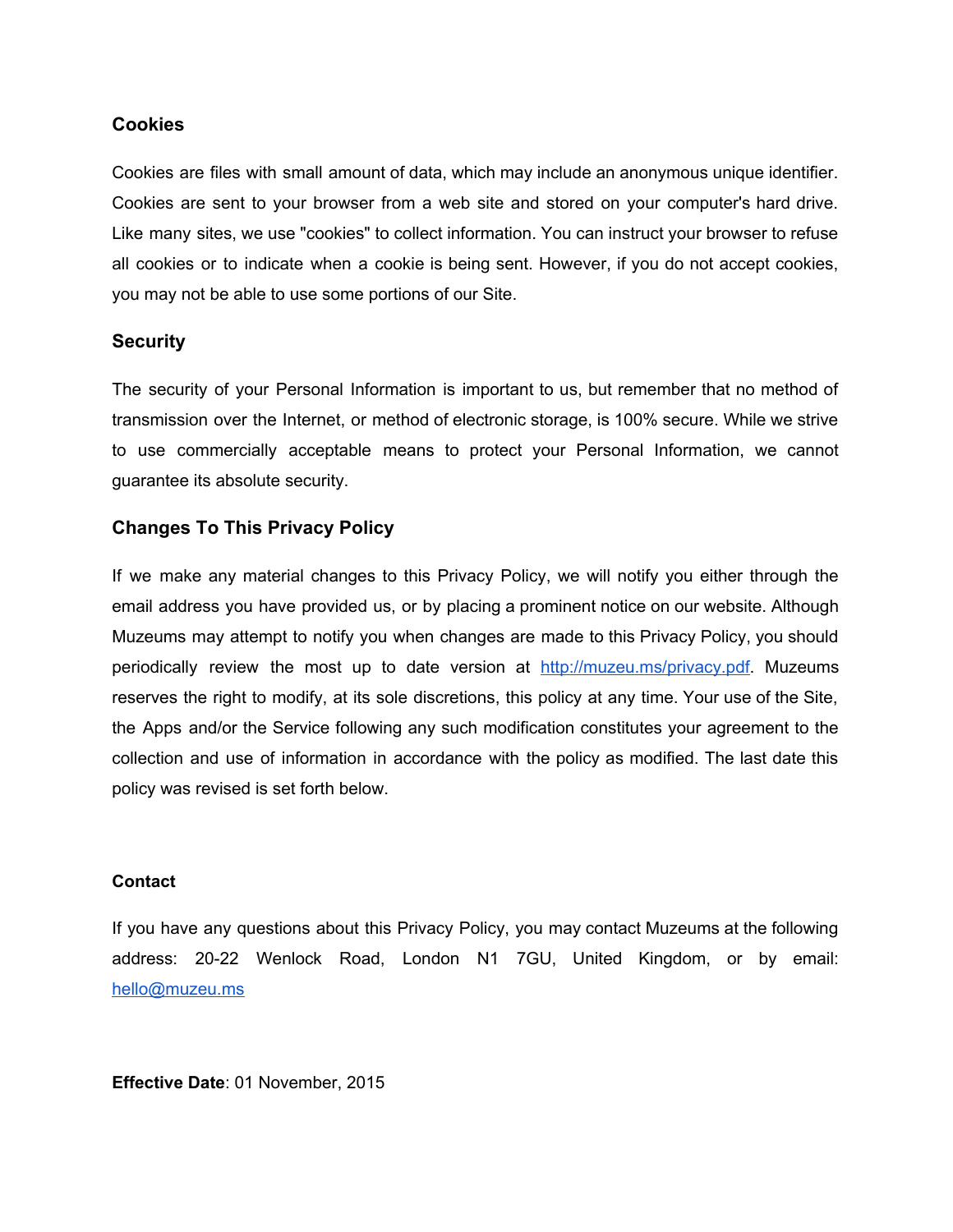## Cookies

Cookies are files with small amount of data, which may include an anonymous unique identifier. Cookies are sent to your browser from a web site and stored on your computer's hard drive. Like many sites, we use "cookies" to collect information. You can instruct your browser to refuse all cookies or to indicate when a cookie is being sent. However, if you do not accept cookies, you may not be able to use some portions of our Site.

## Security

The security of your Personal Information is important to us, but remember that no method of transmission over the Internet, or method of electronic storage, is 100% secure. While we strive to use commercially acceptable means to protect your Personal Information, we cannot guarantee its absolute security.

## Changes To This Privacy Policy

If we make any material changes to this Privacy Policy, we will notify you either through the email address you have provided us, or by placing a prominent notice on our website. Although Muzeums may attempt to notify you when changes are made to this Privacy Policy, you should periodically review the most up to date version at [http://muzeu.ms/privacy.pdf](http://muzeu.ms/privacy.pdf). Muzeums reserves the right to modify, at its sole discretions, this policy at any time. Your use of the Site, the Apps and/or the Service following any such modification constitutes your agreement to the collection and use of information in accordance with the policy as modified. The last date this policy was revised is set forth below.

## Contact

If you have any questions about this Privacy Policy, you may contact Muzeums at the following address: 20-22 Wenlock Road, London N1 7GU, United Kingdom, or by email: [hello@muzeu.ms](mailto:hello@muzeu.ms)

**Effective Date**: 01 November, 2015